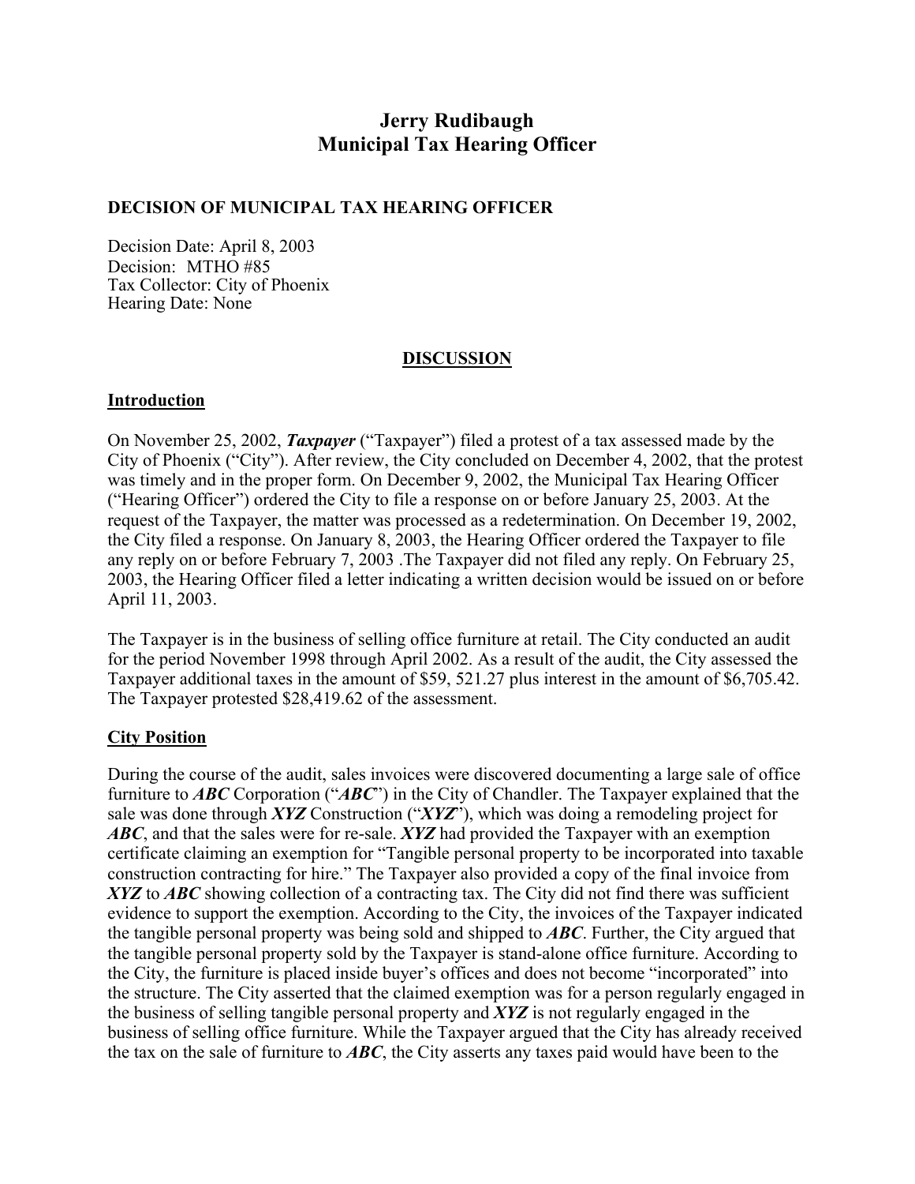# Jerry Rudibaugh
# Municipal Tax Hearing Officer

**DECISION OF MUNICIPAL TAX HEARING OFFICER**

Decision Date: April 8, 2003
Decision: MTHO #85
Tax Collector: City of Phoenix
Hearing Date: None

## DISCUSSION

### Introduction

On November 25, 2002, ***Taxpayer*** ("Taxpayer") filed a protest of a tax assessed made by the City of Phoenix ("City"). After review, the City concluded on December 4, 2002, that the protest was timely and in the proper form. On December 9, 2002, the Municipal Tax Hearing Officer ("Hearing Officer") ordered the City to file a response on or before January 25, 2003. At the request of the Taxpayer, the matter was processed as a redetermination. On December 19, 2002, the City filed a response. On January 8, 2003, the Hearing Officer ordered the Taxpayer to file any reply on or before February 7, 2003 .The Taxpayer did not filed any reply. On February 25, 2003, the Hearing Officer filed a letter indicating a written decision would be issued on or before April 11, 2003.

The Taxpayer is in the business of selling office furniture at retail. The City conducted an audit for the period November 1998 through April 2002. As a result of the audit, the City assessed the Taxpayer additional taxes in the amount of $59, 521.27 plus interest in the amount of $6,705.42. The Taxpayer protested $28,419.62 of the assessment.

### City Position

During the course of the audit, sales invoices were discovered documenting a large sale of office furniture to ***ABC*** Corporation ("***ABC***") in the City of Chandler. The Taxpayer explained that the sale was done through ***XYZ*** Construction ("***XYZ***"), which was doing a remodeling project for ***ABC***, and that the sales were for re-sale. ***XYZ*** had provided the Taxpayer with an exemption certificate claiming an exemption for "Tangible personal property to be incorporated into taxable construction contracting for hire." The Taxpayer also provided a copy of the final invoice from ***XYZ*** to ***ABC*** showing collection of a contracting tax. The City did not find there was sufficient evidence to support the exemption. According to the City, the invoices of the Taxpayer indicated the tangible personal property was being sold and shipped to ***ABC***. Further, the City argued that the tangible personal property sold by the Taxpayer is stand-alone office furniture. According to the City, the furniture is placed inside buyer's offices and does not become "incorporated" into the structure. The City asserted that the claimed exemption was for a person regularly engaged in the business of selling tangible personal property and ***XYZ*** is not regularly engaged in the business of selling office furniture. While the Taxpayer argued that the City has already received the tax on the sale of furniture to ***ABC***, the City asserts any taxes paid would have been to the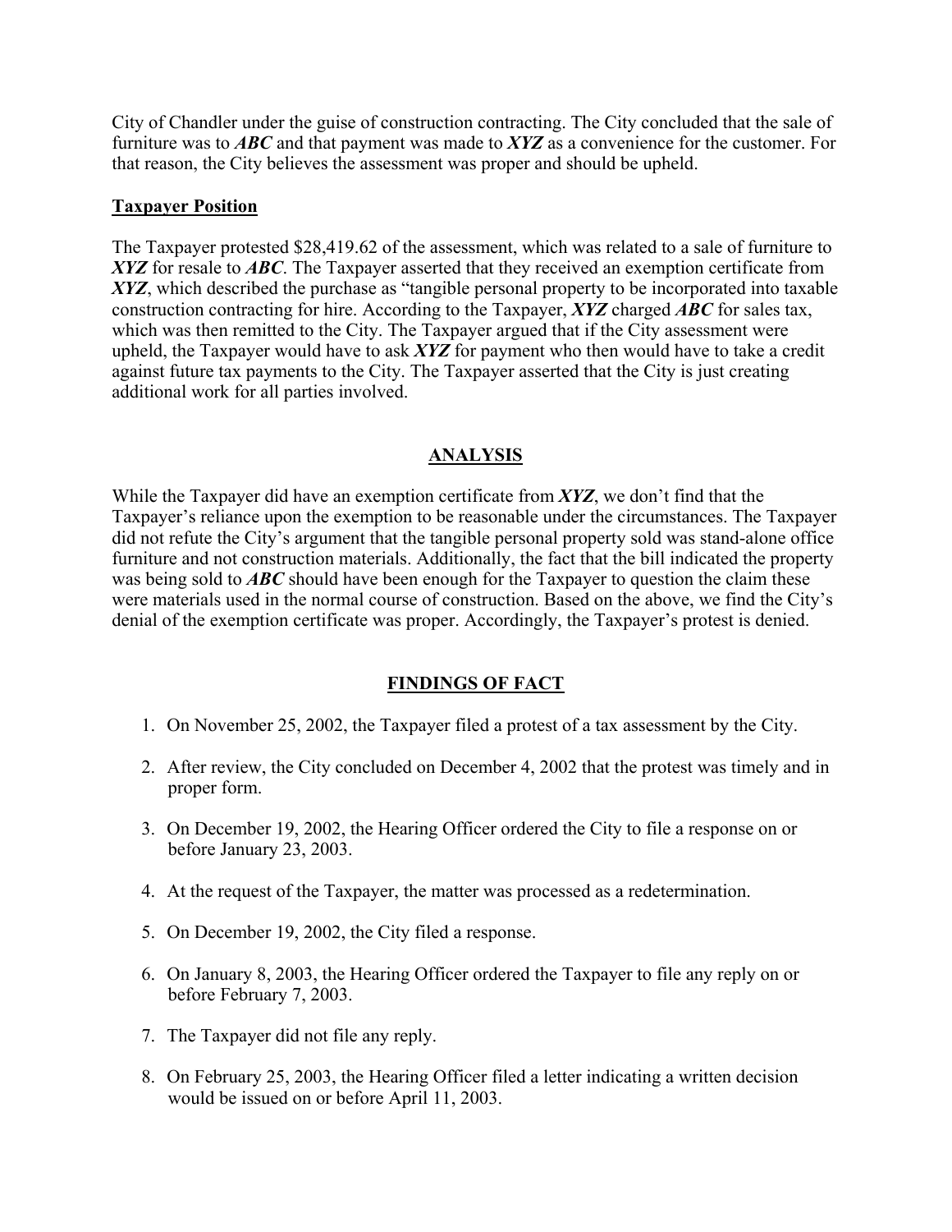City of Chandler under the guise of construction contracting. The City concluded that the sale of furniture was to ***ABC*** and that payment was made to ***XYZ*** as a convenience for the customer. For that reason, the City believes the assessment was proper and should be upheld.

**Taxpayer Position**

The Taxpayer protested $28,419.62 of the assessment, which was related to a sale of furniture to ***XYZ*** for resale to ***ABC***. The Taxpayer asserted that they received an exemption certificate from ***XYZ***, which described the purchase as "tangible personal property to be incorporated into taxable construction contracting for hire. According to the Taxpayer, ***XYZ*** charged ***ABC*** for sales tax, which was then remitted to the City. The Taxpayer argued that if the City assessment were upheld, the Taxpayer would have to ask ***XYZ*** for payment who then would have to take a credit against future tax payments to the City. The Taxpayer asserted that the City is just creating additional work for all parties involved.

## ANALYSIS

While the Taxpayer did have an exemption certificate from ***XYZ***, we don't find that the Taxpayer's reliance upon the exemption to be reasonable under the circumstances. The Taxpayer did not refute the City's argument that the tangible personal property sold was stand-alone office furniture and not construction materials. Additionally, the fact that the bill indicated the property was being sold to ***ABC*** should have been enough for the Taxpayer to question the claim these were materials used in the normal course of construction. Based on the above, we find the City's denial of the exemption certificate was proper. Accordingly, the Taxpayer's protest is denied.

## FINDINGS OF FACT

1. On November 25, 2002, the Taxpayer filed a protest of a tax assessment by the City.
2. After review, the City concluded on December 4, 2002 that the protest was timely and in proper form.
3. On December 19, 2002, the Hearing Officer ordered the City to file a response on or before January 23, 2003.
4. At the request of the Taxpayer, the matter was processed as a redetermination.
5. On December 19, 2002, the City filed a response.
6. On January 8, 2003, the Hearing Officer ordered the Taxpayer to file any reply on or before February 7, 2003.
7. The Taxpayer did not file any reply.
8. On February 25, 2003, the Hearing Officer filed a letter indicating a written decision would be issued on or before April 11, 2003.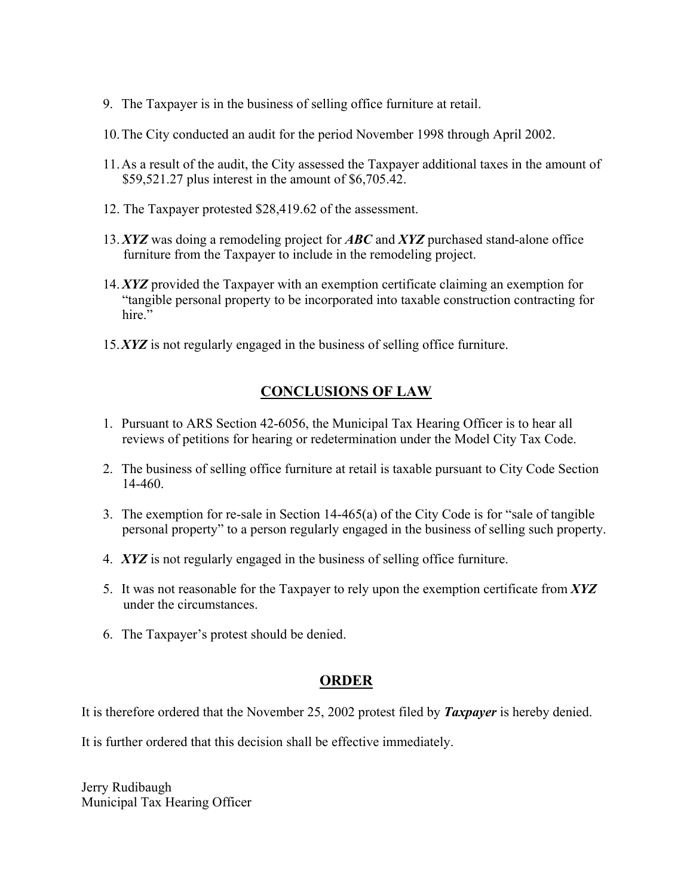9. The Taxpayer is in the business of selling office furniture at retail.

10. The City conducted an audit for the period November 1998 through April 2002.

11. As a result of the audit, the City assessed the Taxpayer additional taxes in the amount of \$59,521.27 plus interest in the amount of \$6,705.42.

12. The Taxpayer protested \$28,419.62 of the assessment.

13. ***XYZ*** was doing a remodeling project for ***ABC*** and ***XYZ*** purchased stand-alone office furniture from the Taxpayer to include in the remodeling project.

14. ***XYZ*** provided the Taxpayer with an exemption certificate claiming an exemption for "tangible personal property to be incorporated into taxable construction contracting for hire."

15. ***XYZ*** is not regularly engaged in the business of selling office furniture.

## CONCLUSIONS OF LAW

1. Pursuant to ARS Section 42-6056, the Municipal Tax Hearing Officer is to hear all reviews of petitions for hearing or redetermination under the Model City Tax Code.

2. The business of selling office furniture at retail is taxable pursuant to City Code Section 14-460.

3. The exemption for re-sale in Section 14-465(a) of the City Code is for "sale of tangible personal property" to a person regularly engaged in the business of selling such property.

4. ***XYZ*** is not regularly engaged in the business of selling office furniture.

5. It was not reasonable for the Taxpayer to rely upon the exemption certificate from ***XYZ*** under the circumstances.

6. The Taxpayer's protest should be denied.

## ORDER

It is therefore ordered that the November 25, 2002 protest filed by ***Taxpayer*** is hereby denied.

It is further ordered that this decision shall be effective immediately.

Jerry Rudibaugh
Municipal Tax Hearing Officer